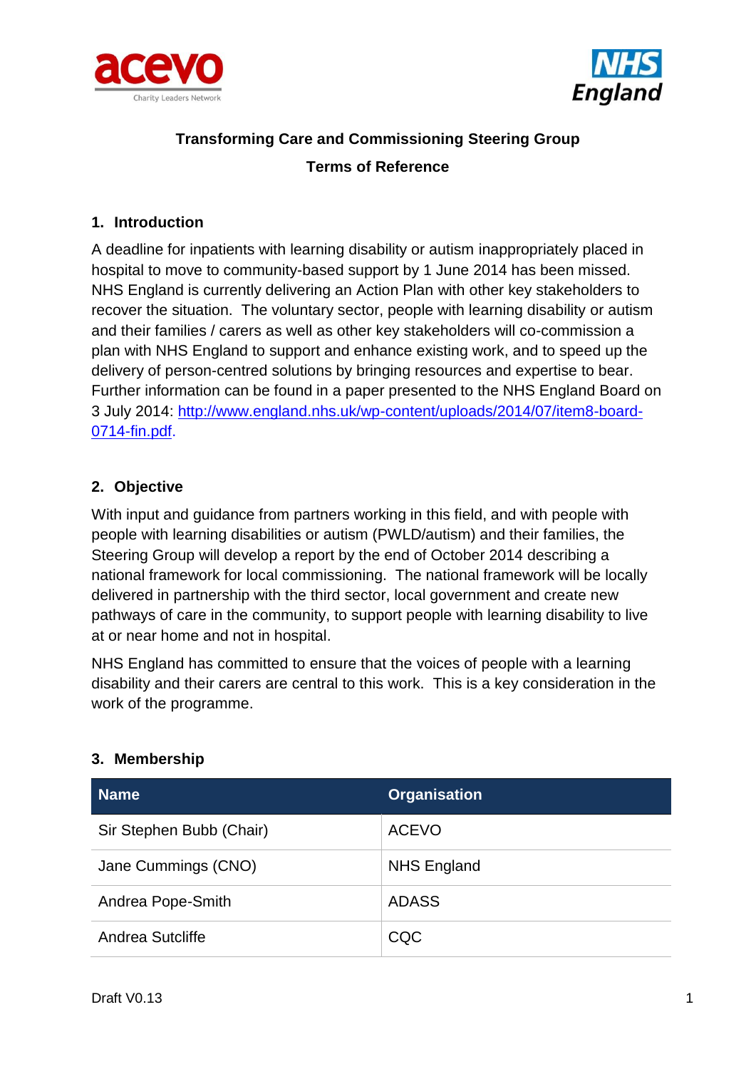# Transforming Care and Commissioning Steering Group

## Terms of Reference

### 1. Introduction

A deadline for inpatients with learning disability or autism inappropriately placed in hospital to move to community-based support by 1 June 2014 has been missed. NHS England is currently delivering an Action Plan with other key stakeholders to recover the situation. The voluntary sector, people with learning disability or autism and their families / carers as well as other key stakeholders will co-commission a plan with NHS England to support and enhance existing work, and to speed up the delivery of person-centred solutions by bringing resources and expertise to bear. Further information can be found in a paper presented to the NHS England Board on 3 July 2014: [http://www.england.nhs.uk/wp-content/uploads/2014/07/item8-board-0714-fin.pdf](http://www.england.nhs.uk/wp-content/uploads/2014/07/item8-board-0714-fin.pdf).

### 2. Objective

With input and guidance from partners working in this field, and with people with people with learning disabilities or autism (PWLD/autism) and their families, the Steering Group will develop a report by the end of October 2014 describing a national framework for local commissioning. The national framework will be locally delivered in partnership with the third sector, local government and create new pathways of care in the community, to support people with learning disability to live at or near home and not in hospital.

NHS England has committed to ensure that the voices of people with a learning disability and their carers are central to this work. This is a key consideration in the work of the programme.

### 3. Membership

| Name | Organisation |
| --- | --- |
| Sir Stephen Bubb (Chair) | ACEVO |
| Jane Cummings (CNO) | NHS England |
| Andrea Pope-Smith | ADASS |
| Andrea Sutcliffe | CQC |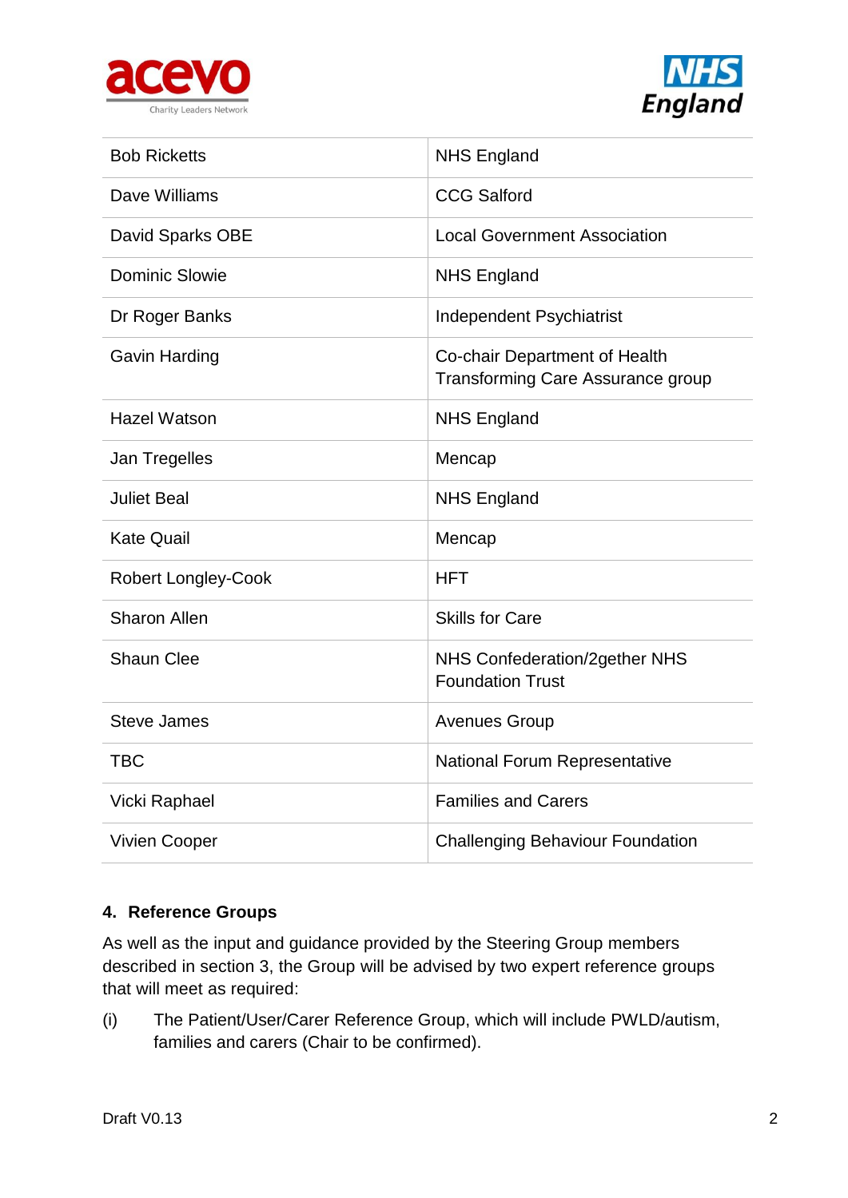| Bob Ricketts | NHS England |
|---|---|
| Dave Williams | CCG Salford |
| David Sparks OBE | Local Government Association |
| Dominic Slowie | NHS England |
| Dr Roger Banks | Independent Psychiatrist |
| Gavin Harding | Co-chair Department of Health Transforming Care Assurance group |
| Hazel Watson | NHS England |
| Jan Tregelles | Mencap |
| Juliet Beal | NHS England |
| Kate Quail | Mencap |
| Robert Longley-Cook | HFT |
| Sharon Allen | Skills for Care |
| Shaun Clee | NHS Confederation/2gether NHS Foundation Trust |
| Steve James | Avenues Group |
| TBC | National Forum Representative |
| Vicki Raphael | Families and Carers |
| Vivien Cooper | Challenging Behaviour Foundation |

## 4. Reference Groups

As well as the input and guidance provided by the Steering Group members described in section 3, the Group will be advised by two expert reference groups that will meet as required:

(i) The Patient/User/Carer Reference Group, which will include PWLD/autism, families and carers (Chair to be confirmed).

Draft V0.13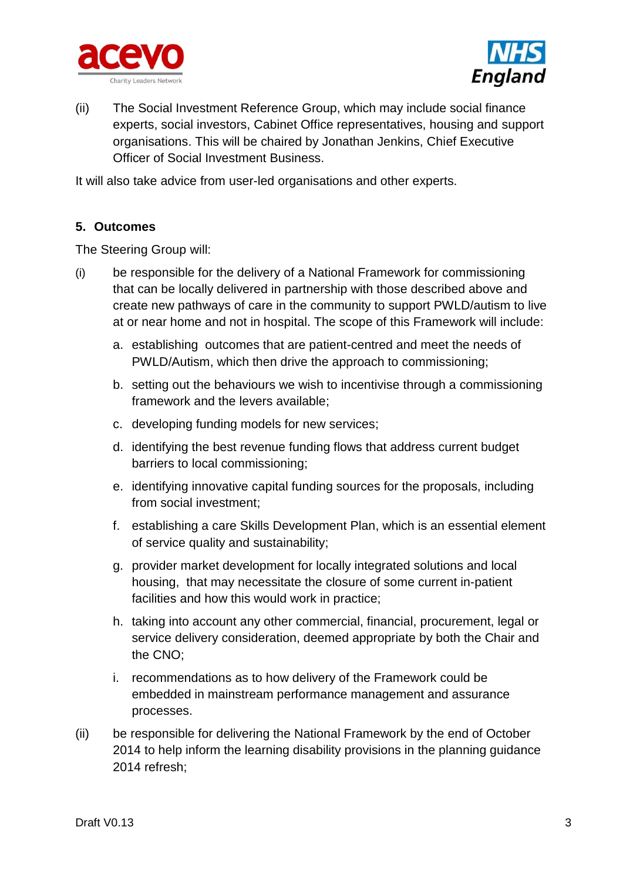(ii) The Social Investment Reference Group, which may include social finance experts, social investors, Cabinet Office representatives, housing and support organisations. This will be chaired by Jonathan Jenkins, Chief Executive Officer of Social Investment Business.

It will also take advice from user-led organisations and other experts.

## 5. Outcomes

The Steering Group will:

(i) be responsible for the delivery of a National Framework for commissioning that can be locally delivered in partnership with those described above and create new pathways of care in the community to support PWLD/autism to live at or near home and not in hospital. The scope of this Framework will include:

   a. establishing outcomes that are patient-centred and meet the needs of PWLD/Autism, which then drive the approach to commissioning;

   b. setting out the behaviours we wish to incentivise through a commissioning framework and the levers available;

   c. developing funding models for new services;

   d. identifying the best revenue funding flows that address current budget barriers to local commissioning;

   e. identifying innovative capital funding sources for the proposals, including from social investment;

   f. establishing a care Skills Development Plan, which is an essential element of service quality and sustainability;

   g. provider market development for locally integrated solutions and local housing, that may necessitate the closure of some current in-patient facilities and how this would work in practice;

   h. taking into account any other commercial, financial, procurement, legal or service delivery consideration, deemed appropriate by both the Chair and the CNO;

   i. recommendations as to how delivery of the Framework could be embedded in mainstream performance management and assurance processes.

(ii) be responsible for delivering the National Framework by the end of October 2014 to help inform the learning disability provisions in the planning guidance 2014 refresh;

Draft V0.13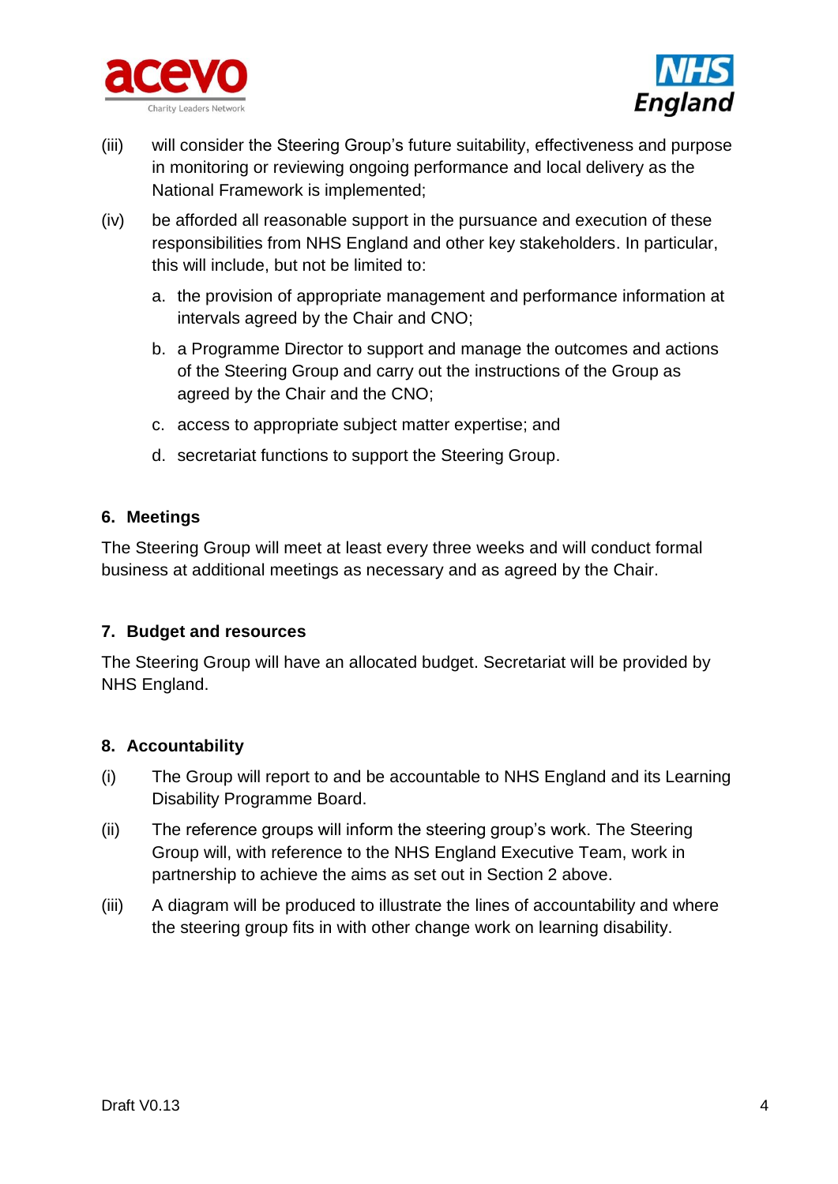(iii) will consider the Steering Group's future suitability, effectiveness and purpose in monitoring or reviewing ongoing performance and local delivery as the National Framework is implemented;

(iv) be afforded all reasonable support in the pursuance and execution of these responsibilities from NHS England and other key stakeholders. In particular, this will include, but not be limited to:

   a. the provision of appropriate management and performance information at intervals agreed by the Chair and CNO;

   b. a Programme Director to support and manage the outcomes and actions of the Steering Group and carry out the instructions of the Group as agreed by the Chair and the CNO;

   c. access to appropriate subject matter expertise; and

   d. secretariat functions to support the Steering Group.

## 6. Meetings

The Steering Group will meet at least every three weeks and will conduct formal business at additional meetings as necessary and as agreed by the Chair.

## 7. Budget and resources

The Steering Group will have an allocated budget. Secretariat will be provided by NHS England.

## 8. Accountability

(i) The Group will report to and be accountable to NHS England and its Learning Disability Programme Board.

(ii) The reference groups will inform the steering group's work. The Steering Group will, with reference to the NHS England Executive Team, work in partnership to achieve the aims as set out in Section 2 above.

(iii) A diagram will be produced to illustrate the lines of accountability and where the steering group fits in with other change work on learning disability.

Draft V0.13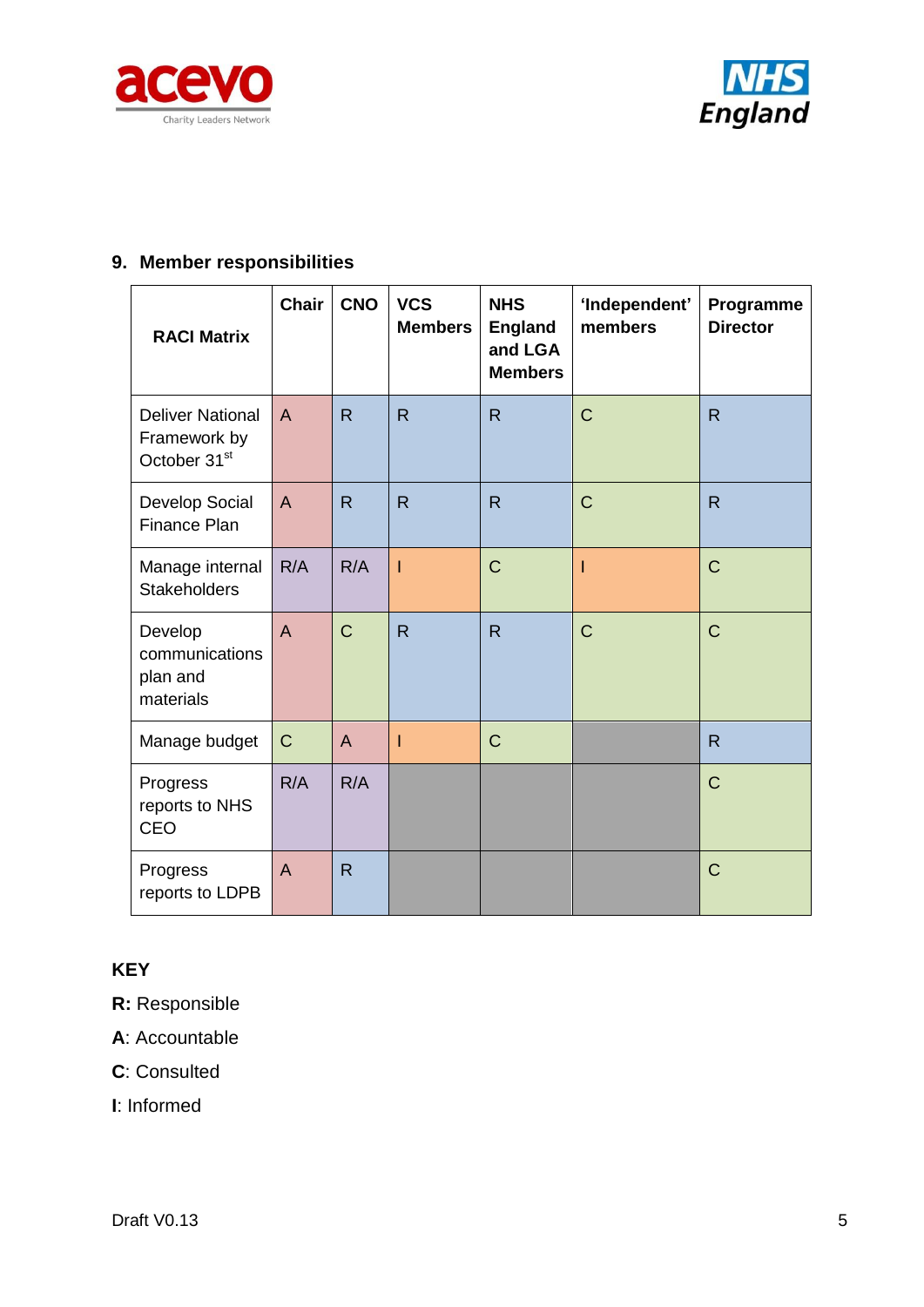## 9. Member responsibilities

| RACI Matrix | Chair | CNO | VCS Members | NHS England and LGA Members | 'Independent' members | Programme Director |
|---|---|---|---|---|---|---|
| Deliver National Framework by October 31st | A | R | R | R | C | R |
| Develop Social Finance Plan | A | R | R | R | C | R |
| Manage internal Stakeholders | R/A | R/A | I | C | I | C |
| Develop communications plan and materials | A | C | R | R | C | C |
| Manage budget | C | A | I | C | | R |
| Progress reports to NHS CEO | R/A | R/A | | | | C |
| Progress reports to LDPB | A | R | | | | C |

**KEY**

**R:** Responsible

**A**: Accountable

**C**: Consulted

**I**: Informed

Draft V0.13